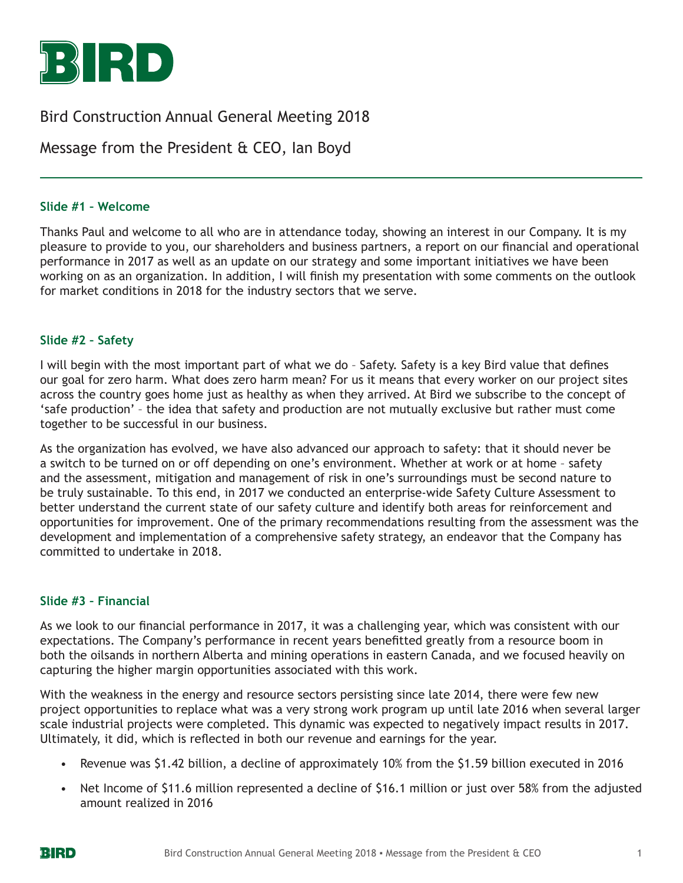# Bird Construction Annual General Meeting 2018

## Message from the President & CEO, Ian Boyd

### Slide #1 – Welcome

Thanks Paul and welcome to all who are in attendance today, showing an interest in our Company. It is my pleasure to provide to you, our shareholders and business partners, a report on our financial and operational performance in 2017 as well as an update on our strategy and some important initiatives we have been working on as an organization. In addition, I will finish my presentation with some comments on the outlook for market conditions in 2018 for the industry sectors that we serve.

### Slide #2 – Safety

I will begin with the most important part of what we do – Safety. Safety is a key Bird value that defines our goal for zero harm. What does zero harm mean? For us it means that every worker on our project sites across the country goes home just as healthy as when they arrived. At Bird we subscribe to the concept of 'safe production' – the idea that safety and production are not mutually exclusive but rather must come together to be successful in our business.

As the organization has evolved, we have also advanced our approach to safety: that it should never be a switch to be turned on or off depending on one's environment. Whether at work or at home – safety and the assessment, mitigation and management of risk in one's surroundings must be second nature to be truly sustainable. To this end, in 2017 we conducted an enterprise-wide Safety Culture Assessment to better understand the current state of our safety culture and identify both areas for reinforcement and opportunities for improvement. One of the primary recommendations resulting from the assessment was the development and implementation of a comprehensive safety strategy, an endeavor that the Company has committed to undertake in 2018.

### Slide #3 – Financial

As we look to our financial performance in 2017, it was a challenging year, which was consistent with our expectations. The Company's performance in recent years benefitted greatly from a resource boom in both the oilsands in northern Alberta and mining operations in eastern Canada, and we focused heavily on capturing the higher margin opportunities associated with this work.

With the weakness in the energy and resource sectors persisting since late 2014, there were few new project opportunities to replace what was a very strong work program up until late 2016 when several larger scale industrial projects were completed. This dynamic was expected to negatively impact results in 2017. Ultimately, it did, which is reflected in both our revenue and earnings for the year.

- Revenue was $1.42 billion, a decline of approximately 10% from the $1.59 billion executed in 2016
- Net Income of $11.6 million represented a decline of $16.1 million or just over 58% from the adjusted amount realized in 2016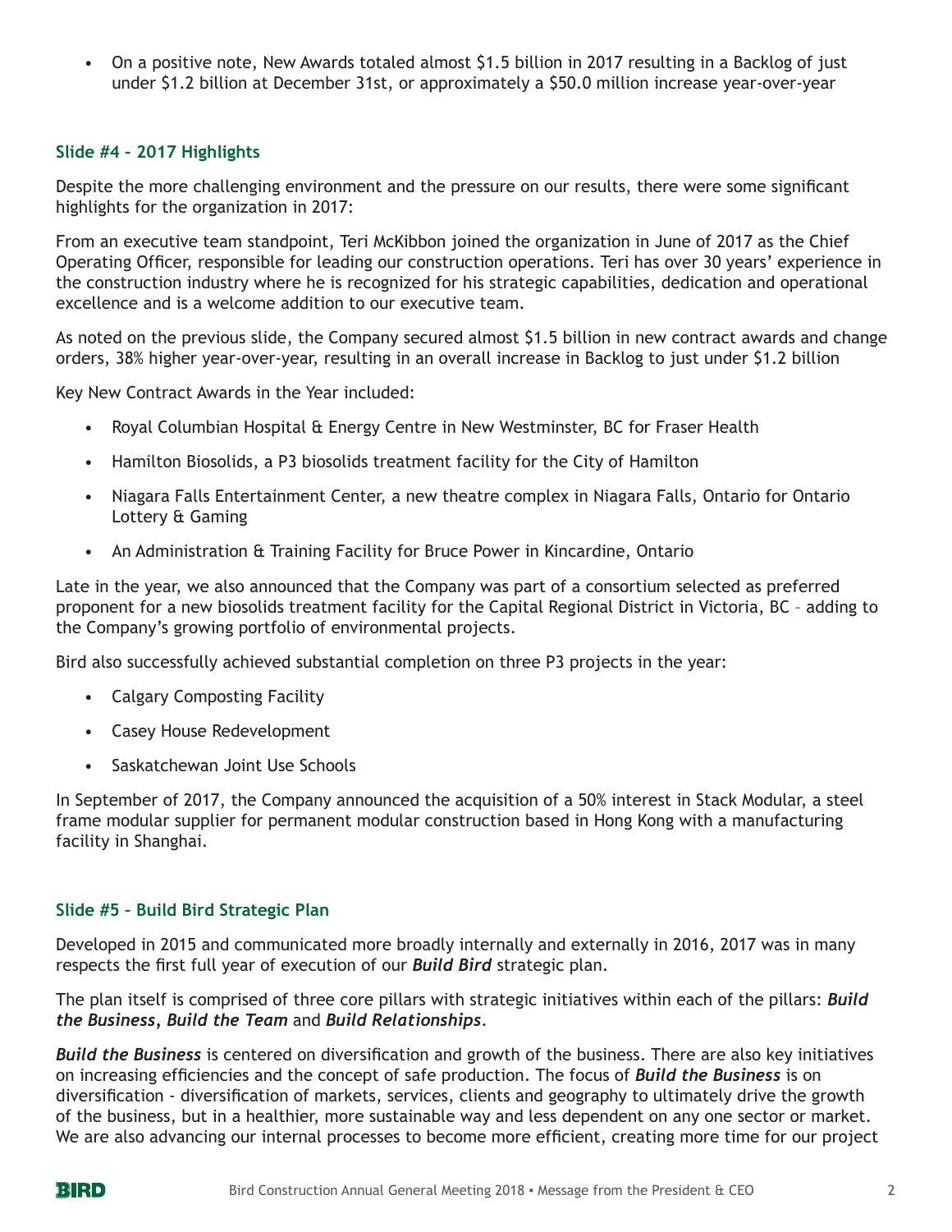- On a positive note, New Awards totaled almost $1.5 billion in 2017 resulting in a Backlog of just under $1.2 billion at December 31st, or approximately a $50.0 million increase year-over-year

### Slide #4 – 2017 Highlights

Despite the more challenging environment and the pressure on our results, there were some significant highlights for the organization in 2017:

From an executive team standpoint, Teri McKibbon joined the organization in June of 2017 as the Chief Operating Officer, responsible for leading our construction operations. Teri has over 30 years' experience in the construction industry where he is recognized for his strategic capabilities, dedication and operational excellence and is a welcome addition to our executive team.

As noted on the previous slide, the Company secured almost $1.5 billion in new contract awards and change orders, 38% higher year-over-year, resulting in an overall increase in Backlog to just under $1.2 billion

Key New Contract Awards in the Year included:

- Royal Columbian Hospital & Energy Centre in New Westminster, BC for Fraser Health
- Hamilton Biosolids, a P3 biosolids treatment facility for the City of Hamilton
- Niagara Falls Entertainment Center, a new theatre complex in Niagara Falls, Ontario for Ontario Lottery & Gaming
- An Administration & Training Facility for Bruce Power in Kincardine, Ontario

Late in the year, we also announced that the Company was part of a consortium selected as preferred proponent for a new biosolids treatment facility for the Capital Regional District in Victoria, BC – adding to the Company's growing portfolio of environmental projects.

Bird also successfully achieved substantial completion on three P3 projects in the year:

- Calgary Composting Facility
- Casey House Redevelopment
- Saskatchewan Joint Use Schools

In September of 2017, the Company announced the acquisition of a 50% interest in Stack Modular, a steel frame modular supplier for permanent modular construction based in Hong Kong with a manufacturing facility in Shanghai.

### Slide #5 – Build Bird Strategic Plan

Developed in 2015 and communicated more broadly internally and externally in 2016, 2017 was in many respects the first full year of execution of our ***Build Bird*** strategic plan.

The plan itself is comprised of three core pillars with strategic initiatives within each of the pillars: ***Build the Business***, ***Build the Team*** and ***Build Relationships***.

***Build the Business*** is centered on diversification and growth of the business. There are also key initiatives on increasing efficiencies and the concept of safe production. The focus of ***Build the Business*** is on diversification - diversification of markets, services, clients and geography to ultimately drive the growth of the business, but in a healthier, more sustainable way and less dependent on any one sector or market. We are also advancing our internal processes to become more efficient, creating more time for our project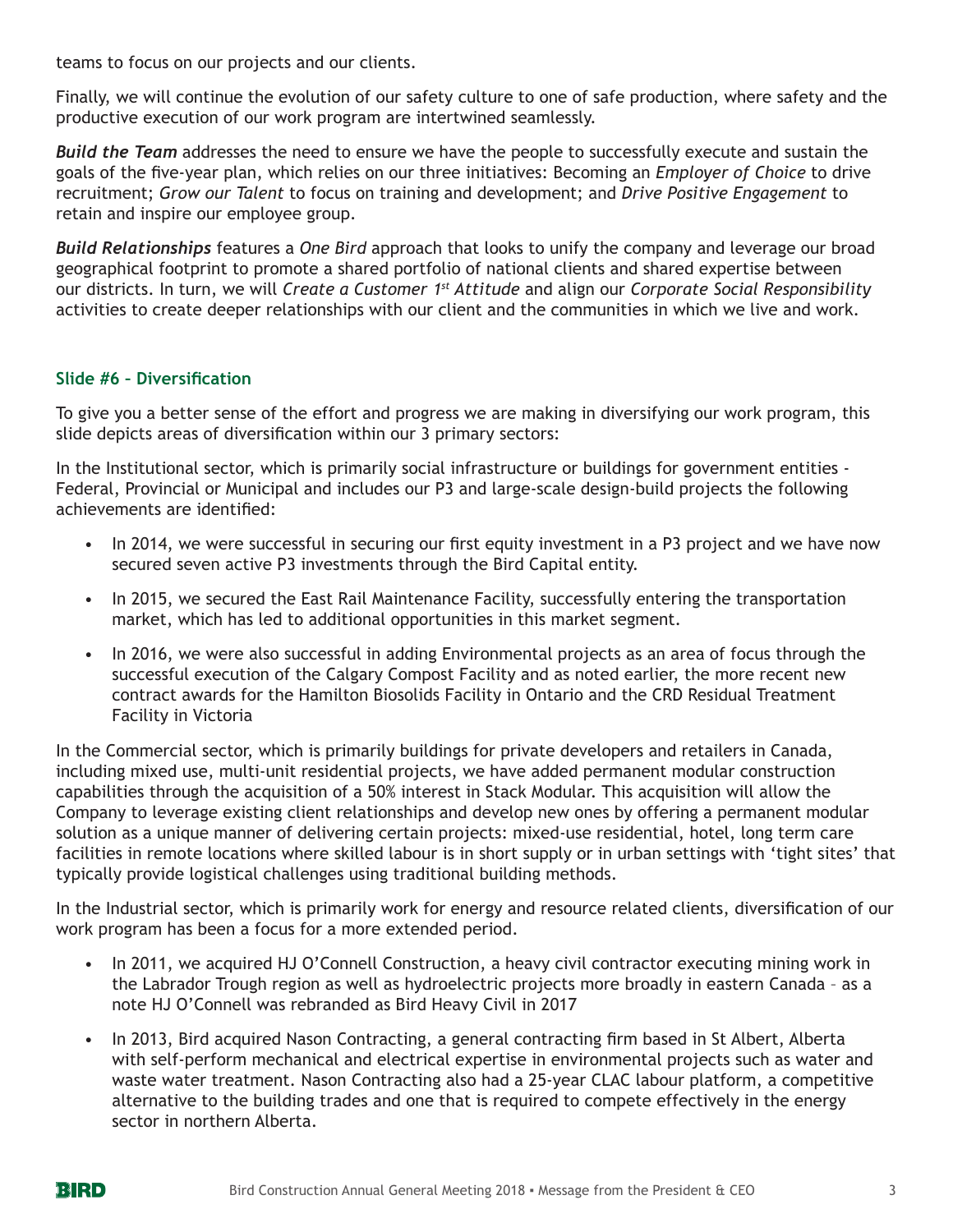teams to focus on our projects and our clients.

Finally, we will continue the evolution of our safety culture to one of safe production, where safety and the productive execution of our work program are intertwined seamlessly.

***Build the Team*** addresses the need to ensure we have the people to successfully execute and sustain the goals of the five-year plan, which relies on our three initiatives: Becoming an *Employer of Choice* to drive recruitment; *Grow our Talent* to focus on training and development; and *Drive Positive Engagement* to retain and inspire our employee group.

***Build Relationships*** features a *One Bird* approach that looks to unify the company and leverage our broad geographical footprint to promote a shared portfolio of national clients and shared expertise between our districts. In turn, we will *Create a Customer 1st Attitude* and align our *Corporate Social Responsibility* activities to create deeper relationships with our client and the communities in which we live and work.

#### Slide #6 – Diversification

To give you a better sense of the effort and progress we are making in diversifying our work program, this slide depicts areas of diversification within our 3 primary sectors:

In the Institutional sector, which is primarily social infrastructure or buildings for government entities - Federal, Provincial or Municipal and includes our P3 and large-scale design-build projects the following achievements are identified:

- In 2014, we were successful in securing our first equity investment in a P3 project and we have now secured seven active P3 investments through the Bird Capital entity.
- In 2015, we secured the East Rail Maintenance Facility, successfully entering the transportation market, which has led to additional opportunities in this market segment.
- In 2016, we were also successful in adding Environmental projects as an area of focus through the successful execution of the Calgary Compost Facility and as noted earlier, the more recent new contract awards for the Hamilton Biosolids Facility in Ontario and the CRD Residual Treatment Facility in Victoria

In the Commercial sector, which is primarily buildings for private developers and retailers in Canada, including mixed use, multi-unit residential projects, we have added permanent modular construction capabilities through the acquisition of a 50% interest in Stack Modular. This acquisition will allow the Company to leverage existing client relationships and develop new ones by offering a permanent modular solution as a unique manner of delivering certain projects: mixed-use residential, hotel, long term care facilities in remote locations where skilled labour is in short supply or in urban settings with 'tight sites' that typically provide logistical challenges using traditional building methods.

In the Industrial sector, which is primarily work for energy and resource related clients, diversification of our work program has been a focus for a more extended period.

- In 2011, we acquired HJ O'Connell Construction, a heavy civil contractor executing mining work in the Labrador Trough region as well as hydroelectric projects more broadly in eastern Canada – as a note HJ O'Connell was rebranded as Bird Heavy Civil in 2017
- In 2013, Bird acquired Nason Contracting, a general contracting firm based in St Albert, Alberta with self-perform mechanical and electrical expertise in environmental projects such as water and waste water treatment. Nason Contracting also had a 25-year CLAC labour platform, a competitive alternative to the building trades and one that is required to compete effectively in the energy sector in northern Alberta.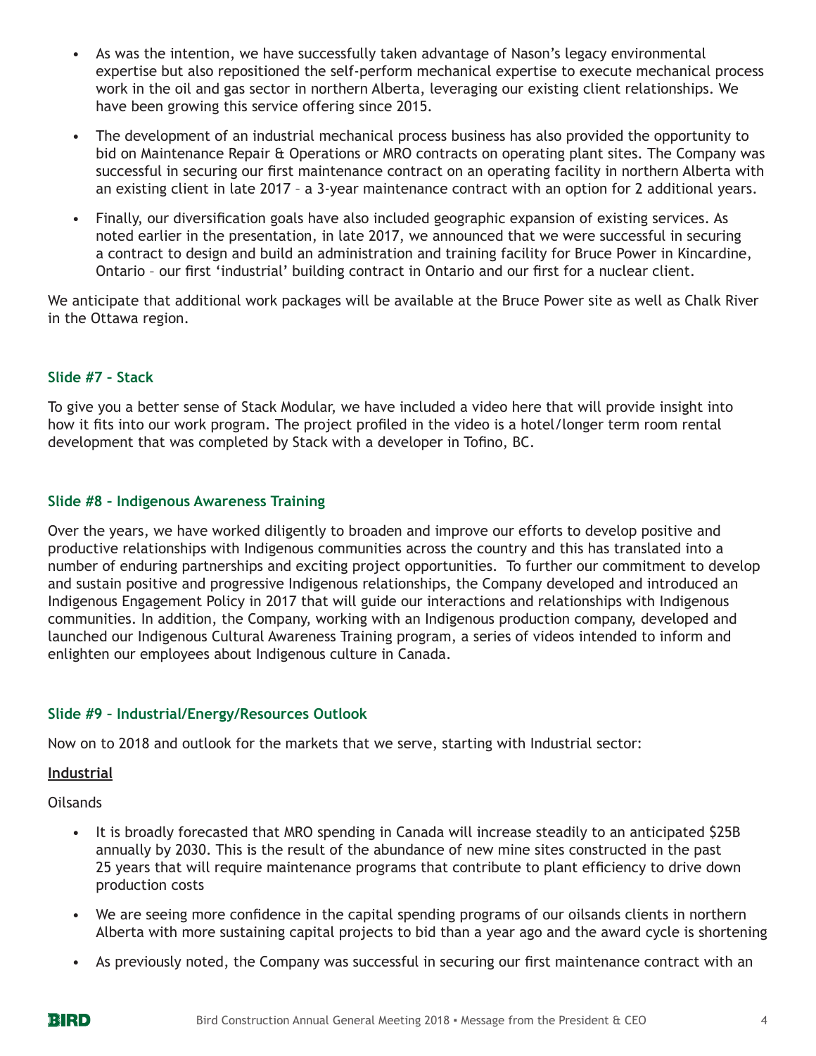- As was the intention, we have successfully taken advantage of Nason's legacy environmental expertise but also repositioned the self-perform mechanical expertise to execute mechanical process work in the oil and gas sector in northern Alberta, leveraging our existing client relationships. We have been growing this service offering since 2015.
- The development of an industrial mechanical process business has also provided the opportunity to bid on Maintenance Repair & Operations or MRO contracts on operating plant sites. The Company was successful in securing our first maintenance contract on an operating facility in northern Alberta with an existing client in late 2017 – a 3-year maintenance contract with an option for 2 additional years.
- Finally, our diversification goals have also included geographic expansion of existing services. As noted earlier in the presentation, in late 2017, we announced that we were successful in securing a contract to design and build an administration and training facility for Bruce Power in Kincardine, Ontario – our first 'industrial' building contract in Ontario and our first for a nuclear client.

We anticipate that additional work packages will be available at the Bruce Power site as well as Chalk River in the Ottawa region.

### Slide #7 – Stack

To give you a better sense of Stack Modular, we have included a video here that will provide insight into how it fits into our work program. The project profiled in the video is a hotel/longer term room rental development that was completed by Stack with a developer in Tofino, BC.

### Slide #8 – Indigenous Awareness Training

Over the years, we have worked diligently to broaden and improve our efforts to develop positive and productive relationships with Indigenous communities across the country and this has translated into a number of enduring partnerships and exciting project opportunities. To further our commitment to develop and sustain positive and progressive Indigenous relationships, the Company developed and introduced an Indigenous Engagement Policy in 2017 that will guide our interactions and relationships with Indigenous communities. In addition, the Company, working with an Indigenous production company, developed and launched our Indigenous Cultural Awareness Training program, a series of videos intended to inform and enlighten our employees about Indigenous culture in Canada.

### Slide #9 – Industrial/Energy/Resources Outlook

Now on to 2018 and outlook for the markets that we serve, starting with Industrial sector:

**Industrial**

Oilsands

- It is broadly forecasted that MRO spending in Canada will increase steadily to an anticipated $25B annually by 2030. This is the result of the abundance of new mine sites constructed in the past 25 years that will require maintenance programs that contribute to plant efficiency to drive down production costs
- We are seeing more confidence in the capital spending programs of our oilsands clients in northern Alberta with more sustaining capital projects to bid than a year ago and the award cycle is shortening
- As previously noted, the Company was successful in securing our first maintenance contract with an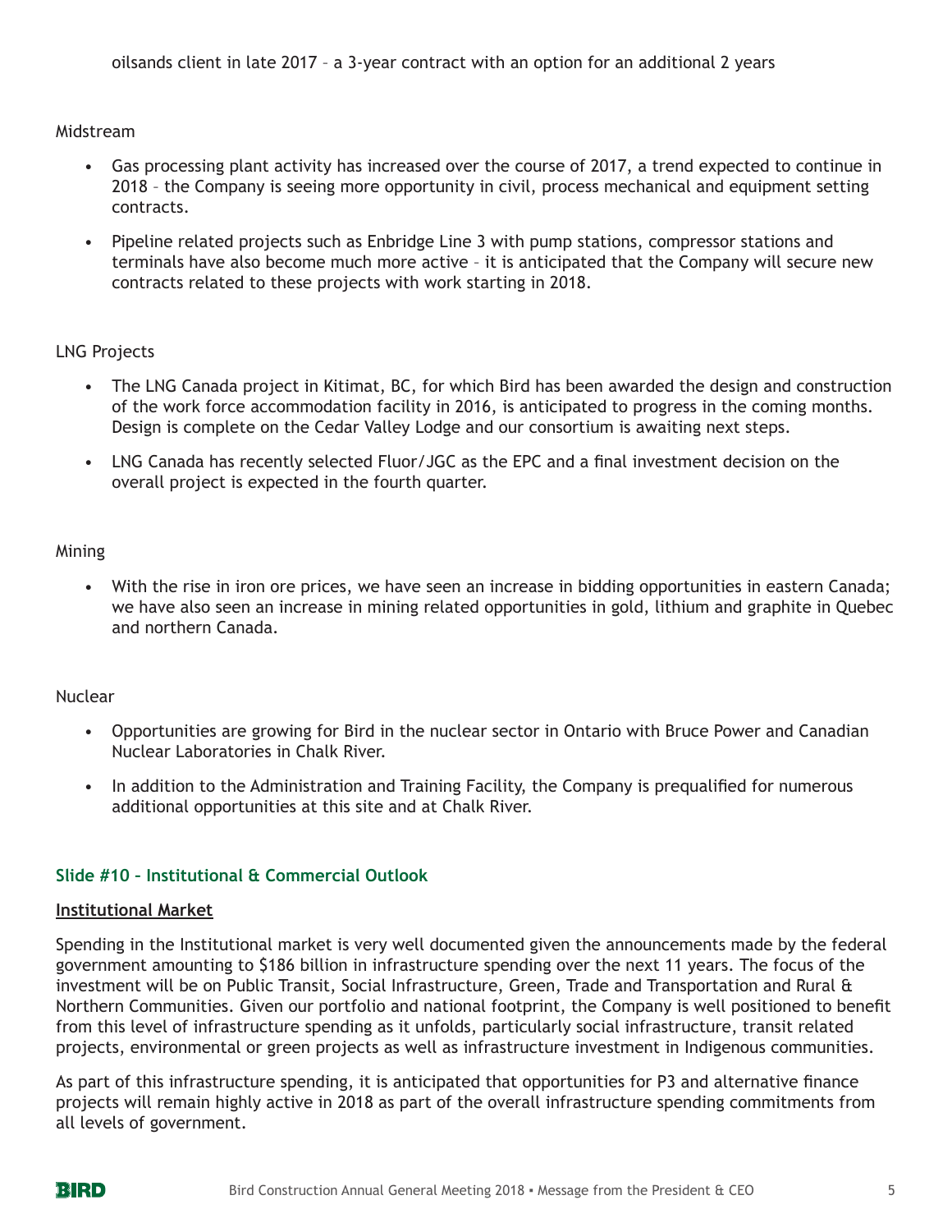oilsands client in late 2017 – a 3-year contract with an option for an additional 2 years

Midstream

- Gas processing plant activity has increased over the course of 2017, a trend expected to continue in 2018 – the Company is seeing more opportunity in civil, process mechanical and equipment setting contracts.
- Pipeline related projects such as Enbridge Line 3 with pump stations, compressor stations and terminals have also become much more active – it is anticipated that the Company will secure new contracts related to these projects with work starting in 2018.

LNG Projects

- The LNG Canada project in Kitimat, BC, for which Bird has been awarded the design and construction of the work force accommodation facility in 2016, is anticipated to progress in the coming months. Design is complete on the Cedar Valley Lodge and our consortium is awaiting next steps.
- LNG Canada has recently selected Fluor/JGC as the EPC and a final investment decision on the overall project is expected in the fourth quarter.

Mining

- With the rise in iron ore prices, we have seen an increase in bidding opportunities in eastern Canada; we have also seen an increase in mining related opportunities in gold, lithium and graphite in Quebec and northern Canada.

Nuclear

- Opportunities are growing for Bird in the nuclear sector in Ontario with Bruce Power and Canadian Nuclear Laboratories in Chalk River.
- In addition to the Administration and Training Facility, the Company is prequalified for numerous additional opportunities at this site and at Chalk River.

### Slide #10 – Institutional & Commercial Outlook

**Institutional Market**

Spending in the Institutional market is very well documented given the announcements made by the federal government amounting to $186 billion in infrastructure spending over the next 11 years. The focus of the investment will be on Public Transit, Social Infrastructure, Green, Trade and Transportation and Rural & Northern Communities. Given our portfolio and national footprint, the Company is well positioned to benefit from this level of infrastructure spending as it unfolds, particularly social infrastructure, transit related projects, environmental or green projects as well as infrastructure investment in Indigenous communities.

As part of this infrastructure spending, it is anticipated that opportunities for P3 and alternative finance projects will remain highly active in 2018 as part of the overall infrastructure spending commitments from all levels of government.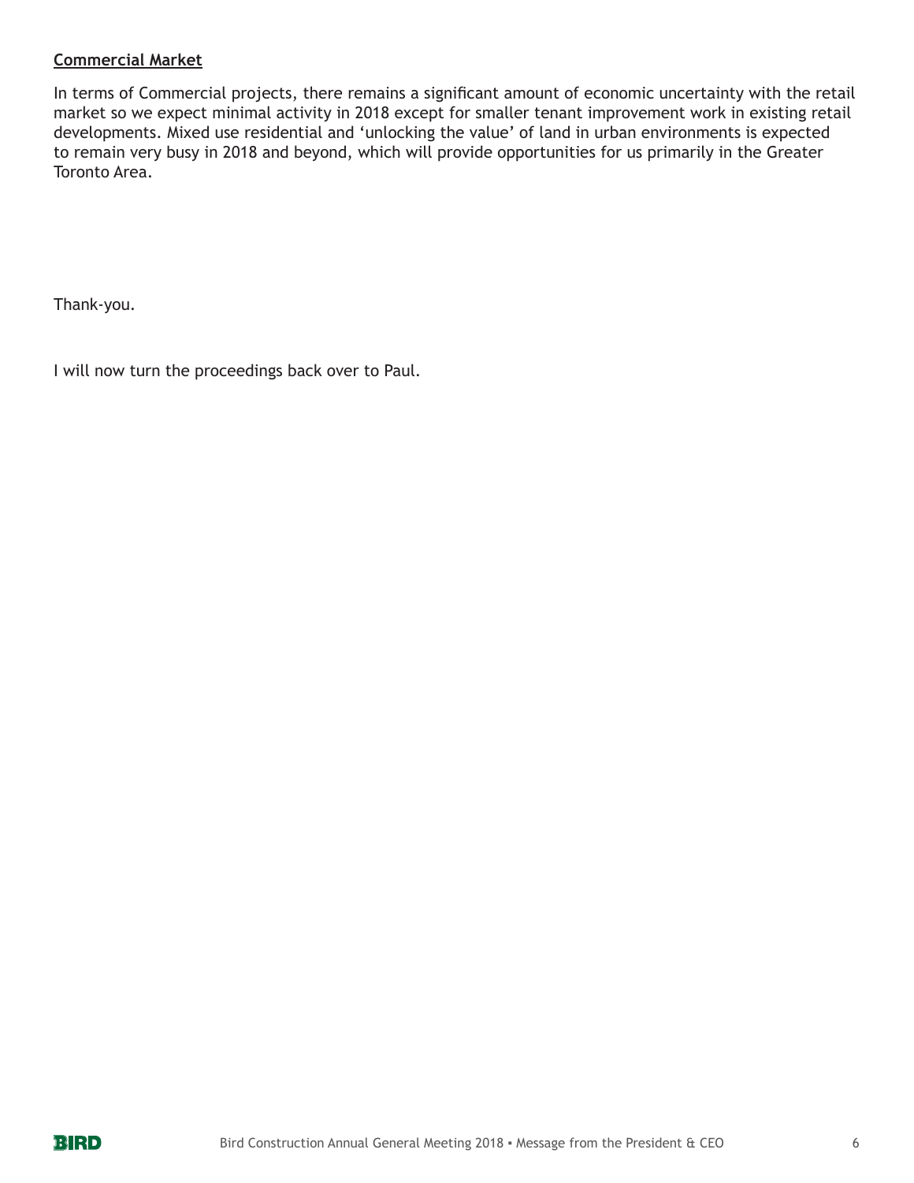**Commercial Market**

In terms of Commercial projects, there remains a significant amount of economic uncertainty with the retail market so we expect minimal activity in 2018 except for smaller tenant improvement work in existing retail developments. Mixed use residential and 'unlocking the value' of land in urban environments is expected to remain very busy in 2018 and beyond, which will provide opportunities for us primarily in the Greater Toronto Area.

Thank-you.

I will now turn the proceedings back over to Paul.